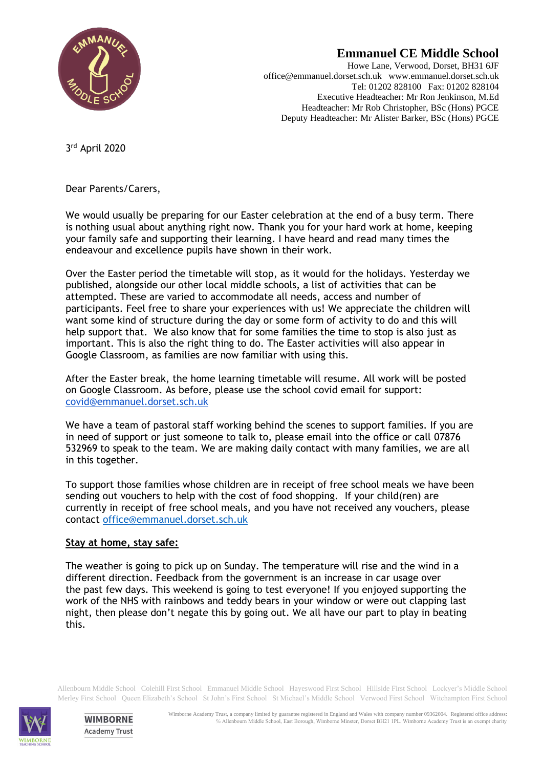# Emmanuel CE Middle School

Howe Lane, Verwood, Dorset, BH31 6JF
office@emmanuel.dorset.sch.uk   www.emmanuel.dorset.sch.uk
Tel: 01202 828100   Fax: 01202 828104
Executive Headteacher: Mr Ron Jenkinson, M.Ed
Headteacher: Mr Rob Christopher, BSc (Hons) PGCE
Deputy Headteacher: Mr Alister Barker, BSc (Hons) PGCE

3rd April 2020

Dear Parents/Carers,

We would usually be preparing for our Easter celebration at the end of a busy term. There is nothing usual about anything right now. Thank you for your hard work at home, keeping your family safe and supporting their learning. I have heard and read many times the endeavour and excellence pupils have shown in their work.

Over the Easter period the timetable will stop, as it would for the holidays. Yesterday we published, alongside our other local middle schools, a list of activities that can be attempted. These are varied to accommodate all needs, access and number of participants. Feel free to share your experiences with us! We appreciate the children will want some kind of structure during the day or some form of activity to do and this will help support that. We also know that for some families the time to stop is also just as important. This is also the right thing to do. The Easter activities will also appear in Google Classroom, as families are now familiar with using this.

After the Easter break, the home learning timetable will resume. All work will be posted on Google Classroom. As before, please use the school covid email for support: covid@emmanuel.dorset.sch.uk

We have a team of pastoral staff working behind the scenes to support families. If you are in need of support or just someone to talk to, please email into the office or call 07876 532969 to speak to the team. We are making daily contact with many families, we are all in this together.

To support those families whose children are in receipt of free school meals we have been sending out vouchers to help with the cost of food shopping. If your child(ren) are currently in receipt of free school meals, and you have not received any vouchers, please contact office@emmanuel.dorset.sch.uk

**Stay at home, stay safe:**

The weather is going to pick up on Sunday. The temperature will rise and the wind in a different direction. Feedback from the government is an increase in car usage over the past few days. This weekend is going to test everyone! If you enjoyed supporting the work of the NHS with rainbows and teddy bears in your window or were out clapping last night, then please don't negate this by going out. We all have our part to play in beating this.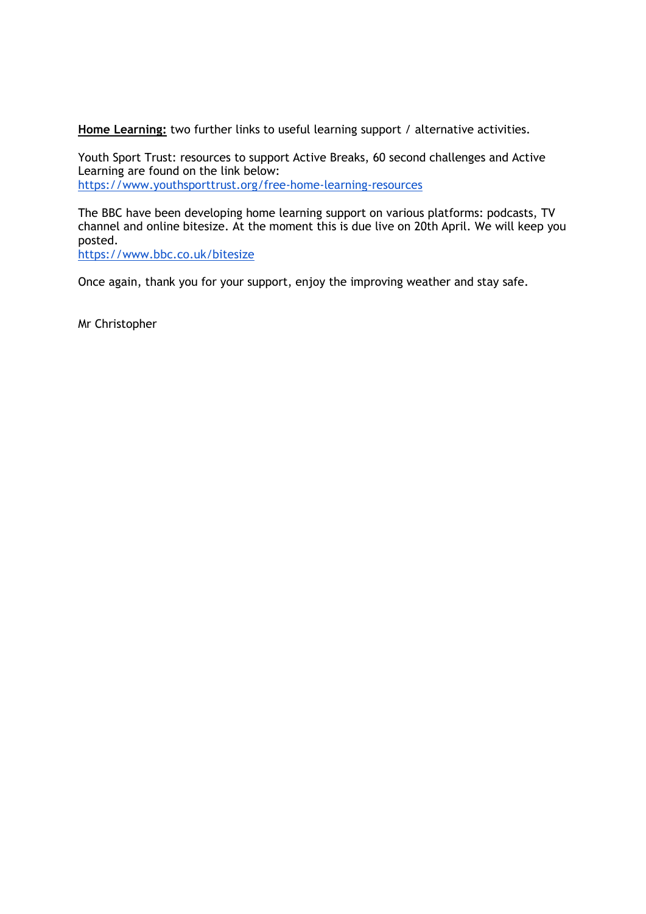**<u>Home Learning:</u>** two further links to useful learning support / alternative activities.

Youth Sport Trust: resources to support Active Breaks, 60 second challenges and Active Learning are found on the link below:
https://www.youthsporttrust.org/free-home-learning-resources

The BBC have been developing home learning support on various platforms: podcasts, TV channel and online bitesize. At the moment this is due live on 20th April. We will keep you posted.
https://www.bbc.co.uk/bitesize

Once again, thank you for your support, enjoy the improving weather and stay safe.

Mr Christopher